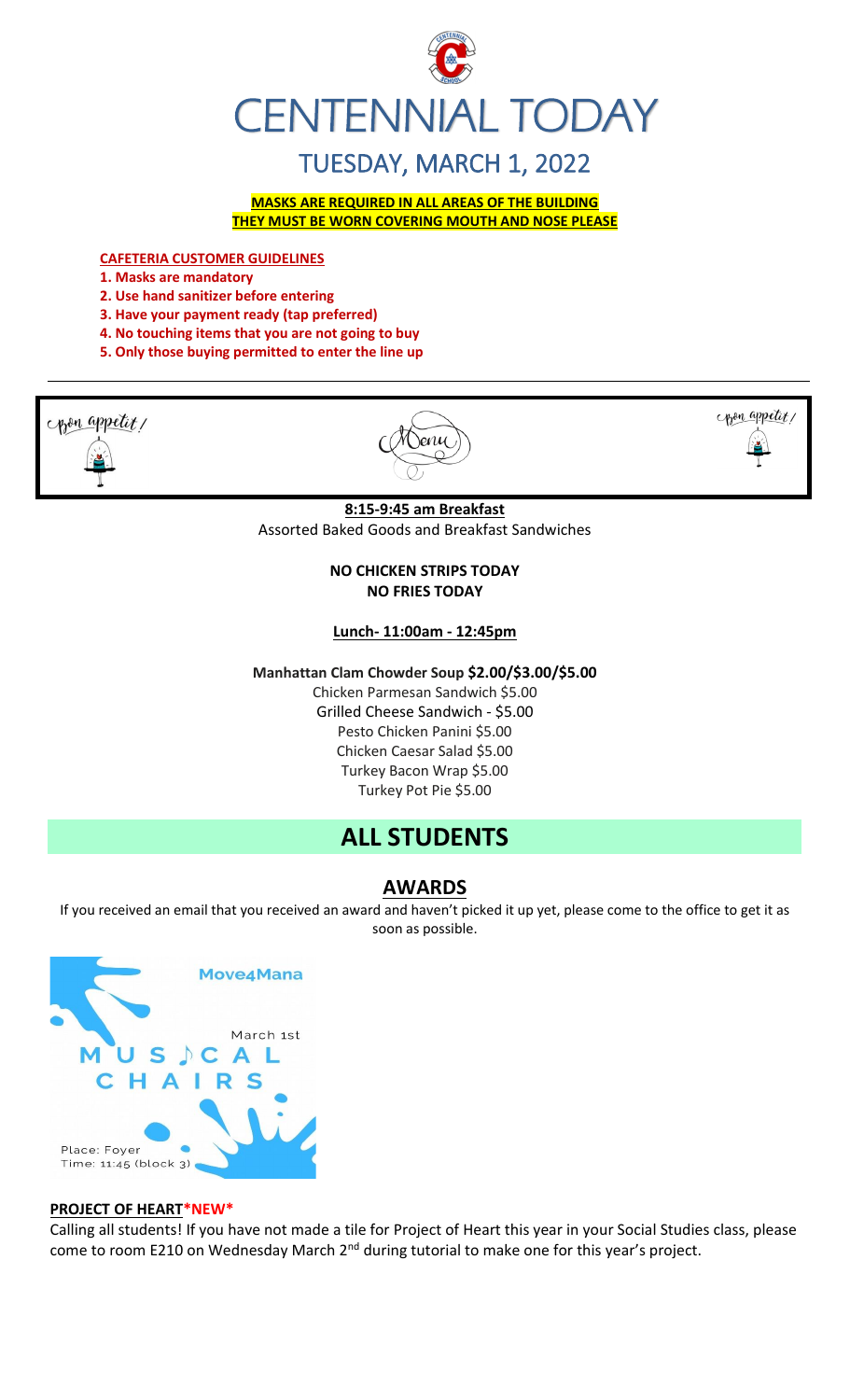# CENTENNIAL TODAY

## TUESDAY, MARCH 1, 2022

**MASKS ARE REQUIRED IN ALL AREAS OF THE BUILDING**
**THEY MUST BE WORN COVERING MOUTH AND NOSE PLEASE**

**CAFETERIA CUSTOMER GUIDELINES**

1. **Masks are mandatory**
2. **Use hand sanitizer before entering**
3. **Have your payment ready (tap preferred)**
4. **No touching items that you are not going to buy**
5. **Only those buying permitted to enter the line up**

Bon appetit! Menu Bon appetit!

**8:15-9:45 am Breakfast**
Assorted Baked Goods and Breakfast Sandwiches

**NO CHICKEN STRIPS TODAY**
**NO FRIES TODAY**

**Lunch- 11:00am - 12:45pm**

**Manhattan Clam Chowder Soup $2.00/$3.00/$5.00**
Chicken Parmesan Sandwich $5.00
Grilled Cheese Sandwich - $5.00
Pesto Chicken Panini $5.00
Chicken Caesar Salad $5.00
Turkey Bacon Wrap $5.00
Turkey Pot Pie $5.00

# ALL STUDENTS

## AWARDS

If you received an email that you received an award and haven't picked it up yet, please come to the office to get it as soon as possible.

Move4Mana
March 1st
MUSICAL CHAIRS
Place: Foyer
Time: 11:45 (block 3)

**PROJECT OF HEART*NEW***

Calling all students! If you have not made a tile for Project of Heart this year in your Social Studies class, please come to room E210 on Wednesday March 2nd during tutorial to make one for this year's project.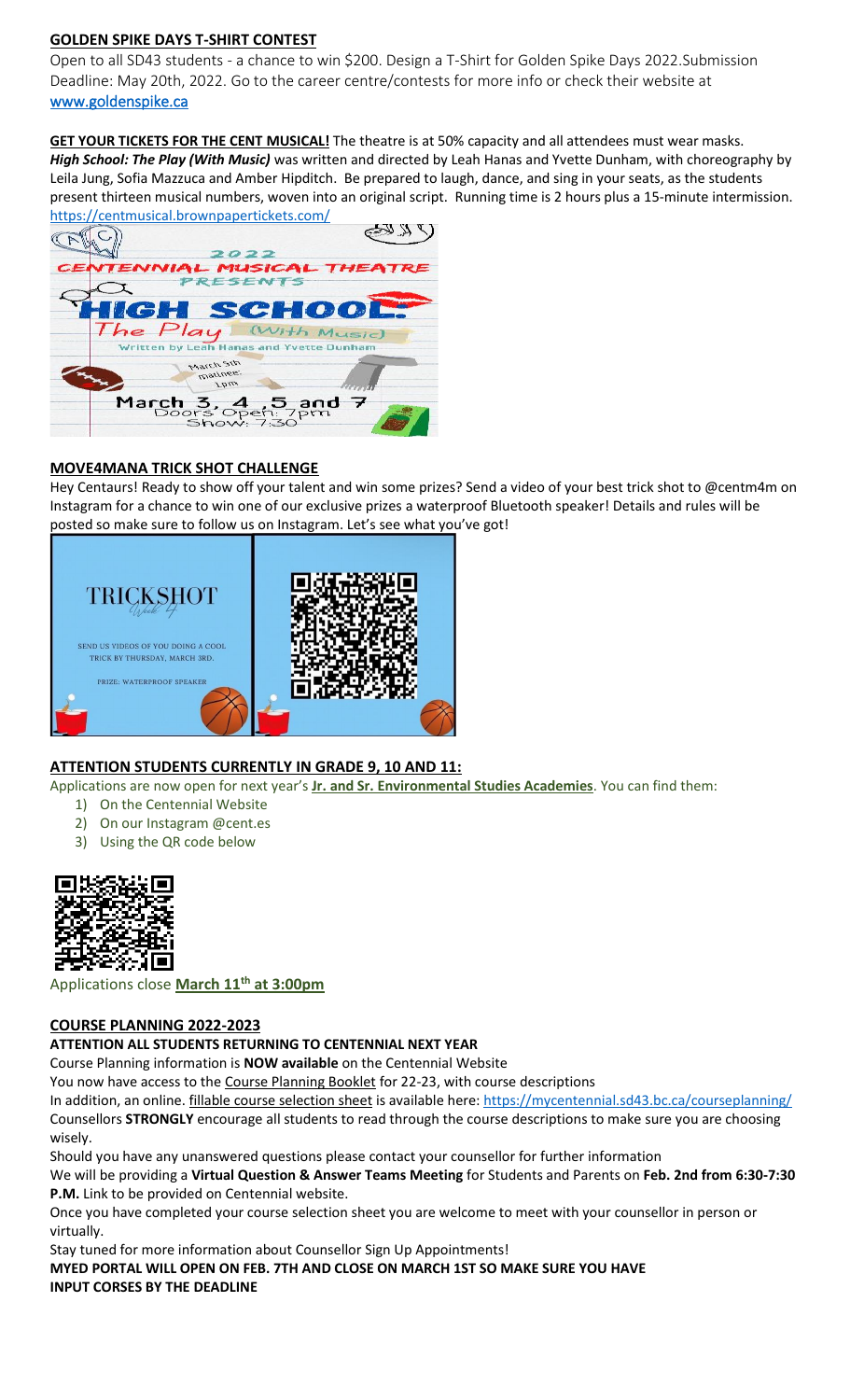**GOLDEN SPIKE DAYS T-SHIRT CONTEST**

Open to all SD43 students - a chance to win $200. Design a T-Shirt for Golden Spike Days 2022.Submission Deadline: May 20th, 2022. Go to the career centre/contests for more info or check their website at www.goldenspike.ca

**GET YOUR TICKETS FOR THE CENT MUSICAL!** The theatre is at 50% capacity and all attendees must wear masks. ***High School: The Play (With Music)*** was written and directed by Leah Hanas and Yvette Dunham, with choreography by Leila Jung, Sofia Mazzuca and Amber Hipditch. Be prepared to laugh, dance, and sing in your seats, as the students present thirteen musical numbers, woven into an original script. Running time is 2 hours plus a 15-minute intermission. https://centmusical.brownpapertickets.com/

2022 CENTENNIAL MUSICAL THEATRE PRESENTS HIGH SCHOOL: The Play (With Music) Written by Leah Hanas and Yvette Dunham March 5th matinee: 1pm March 3, 4, 5 and 7 Doors Open: 7pm Show: 7:30

**MOVE4MANA TRICK SHOT CHALLENGE**

Hey Centaurs! Ready to show off your talent and win some prizes? Send a video of your best trick shot to @centm4m on Instagram for a chance to win one of our exclusive prizes a waterproof Bluetooth speaker! Details and rules will be posted so make sure to follow us on Instagram. Let's see what you've got!

TRICKSHOT Week 4 SEND US VIDEOS OF YOU DOING A COOL TRICK BY THURSDAY, MARCH 3RD. PRIZE: WATERPROOF SPEAKER

**ATTENTION STUDENTS CURRENTLY IN GRADE 9, 10 AND 11:**

Applications are now open for next year's **Jr. and Sr. Environmental Studies Academies**. You can find them:

1) On the Centennial Website
2) On our Instagram @cent.es
3) Using the QR code below

Applications close **March 11th at 3:00pm**

**COURSE PLANNING 2022-2023**

**ATTENTION ALL STUDENTS RETURNING TO CENTENNIAL NEXT YEAR**

Course Planning information is **NOW available** on the Centennial Website

You now have access to the Course Planning Booklet for 22-23, with course descriptions

In addition, an online. fillable course selection sheet is available here: https://mycentennial.sd43.bc.ca/courseplanning/

Counsellors **STRONGLY** encourage all students to read through the course descriptions to make sure you are choosing wisely.

Should you have any unanswered questions please contact your counsellor for further information

We will be providing a **Virtual Question & Answer Teams Meeting** for Students and Parents on **Feb. 2nd from 6:30-7:30 P.M.** Link to be provided on Centennial website.

Once you have completed your course selection sheet you are welcome to meet with your counsellor in person or virtually.

Stay tuned for more information about Counsellor Sign Up Appointments!

**MYED PORTAL WILL OPEN ON FEB. 7TH AND CLOSE ON MARCH 1ST SO MAKE SURE YOU HAVE INPUT CORSES BY THE DEADLINE**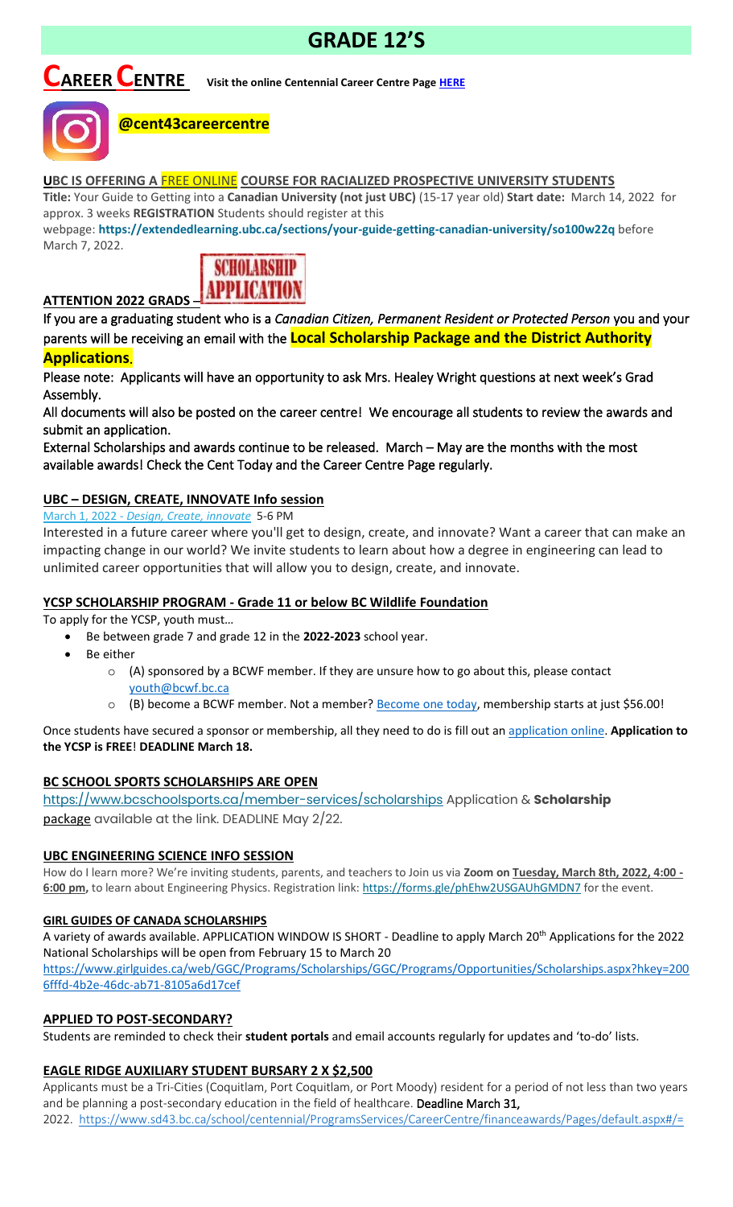# GRADE 12'S

## CAREER CENTRE

**Visit the online Centennial Career Centre Page HERE**

**@cent43careercentre**

### UBC IS OFFERING A FREE ONLINE COURSE FOR RACIALIZED PROSPECTIVE UNIVERSITY STUDENTS

**Title:** Your Guide to Getting into a **Canadian University (not just UBC)** (15-17 year old) **Start date:** March 14, 2022 for approx. 3 weeks **REGISTRATION** Students should register at this webpage: **https://extendedlearning.ubc.ca/sections/your-guide-getting-canadian-university/so100w22q** before March 7, 2022.

### ATTENTION 2022 GRADS –

SCHOLARSHIP APPLICATION

If you are a graduating student who is a *Canadian Citizen, Permanent Resident or Protected Person* you and your parents will be receiving an email with the **Local Scholarship Package and the District Authority Applications**.

Please note: Applicants will have an opportunity to ask Mrs. Healey Wright questions at next week's Grad Assembly.

All documents will also be posted on the career centre! We encourage all students to review the awards and submit an application.

External Scholarships and awards continue to be released. March – May are the months with the most available awards! Check the Cent Today and the Career Centre Page regularly.

### UBC – DESIGN, CREATE, INNOVATE Info session

March 1, 2022 - *Design, Create, innovate* 5-6 PM

Interested in a future career where you'll get to design, create, and innovate? Want a career that can make an impacting change in our world? We invite students to learn about how a degree in engineering can lead to unlimited career opportunities that will allow you to design, create, and innovate.

### YCSP SCHOLARSHIP PROGRAM - Grade 11 or below BC Wildlife Foundation

To apply for the YCSP, youth must…

- Be between grade 7 and grade 12 in the **2022-2023** school year.
- Be either
  - (A) sponsored by a BCWF member. If they are unsure how to go about this, please contact youth@bcwf.bc.ca
  - (B) become a BCWF member. Not a member? Become one today, membership starts at just $56.00!

Once students have secured a sponsor or membership, all they need to do is fill out an application online. **Application to the YCSP is FREE**! **DEADLINE March 18.**

### BC SCHOOL SPORTS SCHOLARSHIPS ARE OPEN

https://www.bcschoolsports.ca/member-services/scholarships Application & **Scholarship** package available at the link. DEADLINE May 2/22.

### UBC ENGINEERING SCIENCE INFO SESSION

How do I learn more? We're inviting students, parents, and teachers to Join us via **Zoom on Tuesday, March 8th, 2022, 4:00 - 6:00 pm,** to learn about Engineering Physics. Registration link: https://forms.gle/phEhw2USGAUhGMDN7 for the event.

### GIRL GUIDES OF CANADA SCHOLARSHIPS

A variety of awards available. APPLICATION WINDOW IS SHORT - Deadline to apply March 20th Applications for the 2022 National Scholarships will be open from February 15 to March 20

https://www.girlguides.ca/web/GGC/Programs/Scholarships/GGC/Programs/Opportunities/Scholarships.aspx?hkey=2006fffd-4b2e-46dc-ab71-8105a6d17cef

### APPLIED TO POST-SECONDARY?

Students are reminded to check their **student portals** and email accounts regularly for updates and 'to-do' lists.

### EAGLE RIDGE AUXILIARY STUDENT BURSARY 2 X $2,500

Applicants must be a Tri-Cities (Coquitlam, Port Coquitlam, or Port Moody) resident for a period of not less than two years and be planning a post-secondary education in the field of healthcare. Deadline March 31, 2022. https://www.sd43.bc.ca/school/centennial/ProgramsServices/CareerCentre/financeawards/Pages/default.aspx#/=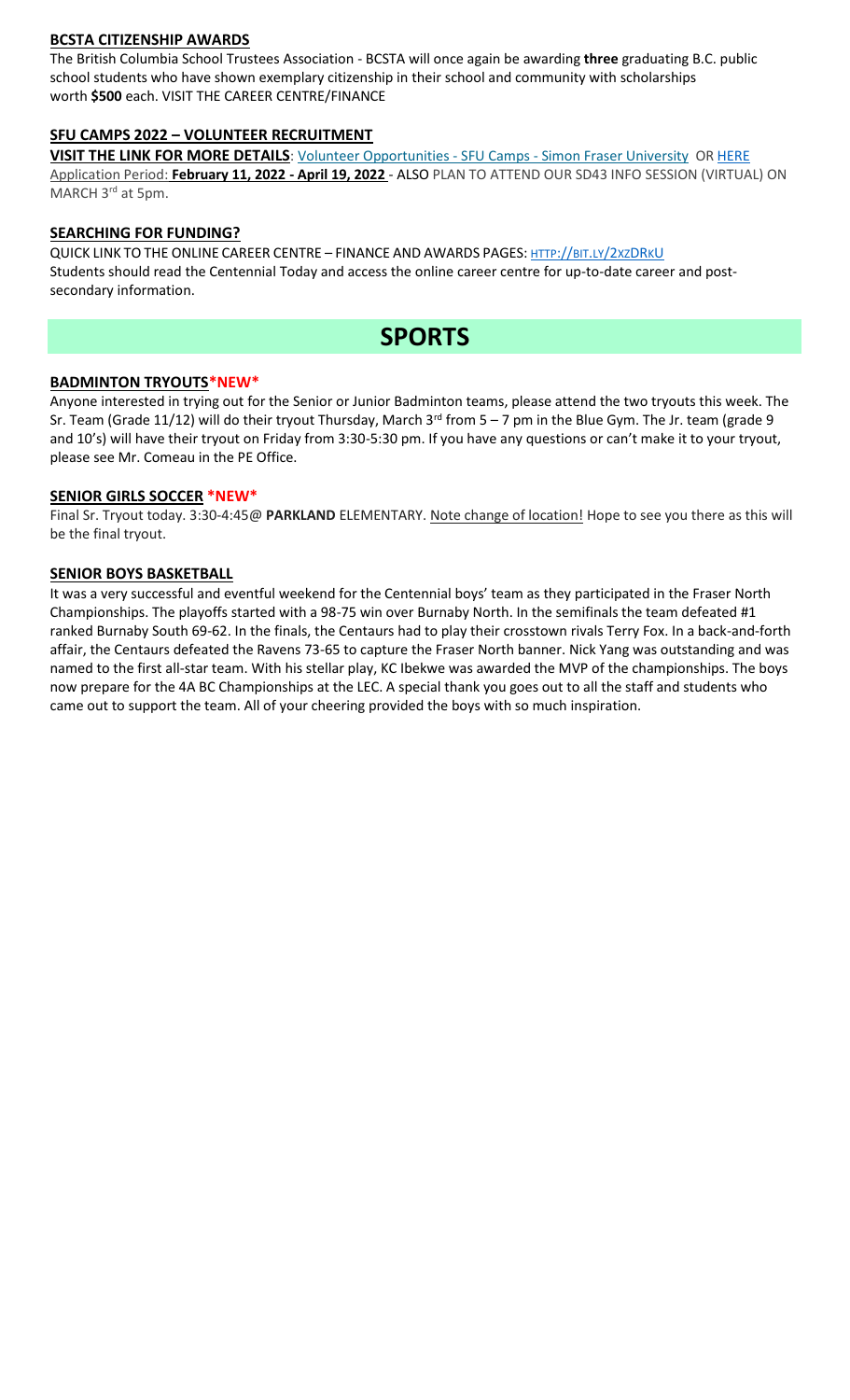### BCSTA CITIZENSHIP AWARDS

The British Columbia School Trustees Association - BCSTA will once again be awarding **three** graduating B.C. public school students who have shown exemplary citizenship in their school and community with scholarships worth **$500** each. VISIT THE CAREER CENTRE/FINANCE

### SFU CAMPS 2022 – VOLUNTEER RECRUITMENT

**VISIT THE LINK FOR MORE DETAILS**: Volunteer Opportunities - SFU Camps - Simon Fraser University OR HERE

Application Period: **February 11, 2022 - April 19, 2022** - ALSO PLAN TO ATTEND OUR SD43 INFO SESSION (VIRTUAL) ON MARCH 3rd at 5pm.

### SEARCHING FOR FUNDING?

QUICK LINK TO THE ONLINE CAREER CENTRE – FINANCE AND AWARDS PAGES: HTTP://BIT.LY/2XZDRKU

Students should read the Centennial Today and access the online career centre for up-to-date career and post-secondary information.

## SPORTS

### BADMINTON TRYOUTS*NEW*

Anyone interested in trying out for the Senior or Junior Badminton teams, please attend the two tryouts this week. The Sr. Team (Grade 11/12) will do their tryout Thursday, March 3rd from 5 – 7 pm in the Blue Gym. The Jr. team (grade 9 and 10's) will have their tryout on Friday from 3:30-5:30 pm. If you have any questions or can't make it to your tryout, please see Mr. Comeau in the PE Office.

### SENIOR GIRLS SOCCER *NEW*

Final Sr. Tryout today. 3:30-4:45@ **PARKLAND** ELEMENTARY. Note change of location! Hope to see you there as this will be the final tryout.

### SENIOR BOYS BASKETBALL

It was a very successful and eventful weekend for the Centennial boys' team as they participated in the Fraser North Championships. The playoffs started with a 98-75 win over Burnaby North. In the semifinals the team defeated #1 ranked Burnaby South 69-62. In the finals, the Centaurs had to play their crosstown rivals Terry Fox. In a back-and-forth affair, the Centaurs defeated the Ravens 73-65 to capture the Fraser North banner. Nick Yang was outstanding and was named to the first all-star team. With his stellar play, KC Ibekwe was awarded the MVP of the championships. The boys now prepare for the 4A BC Championships at the LEC. A special thank you goes out to all the staff and students who came out to support the team. All of your cheering provided the boys with so much inspiration.